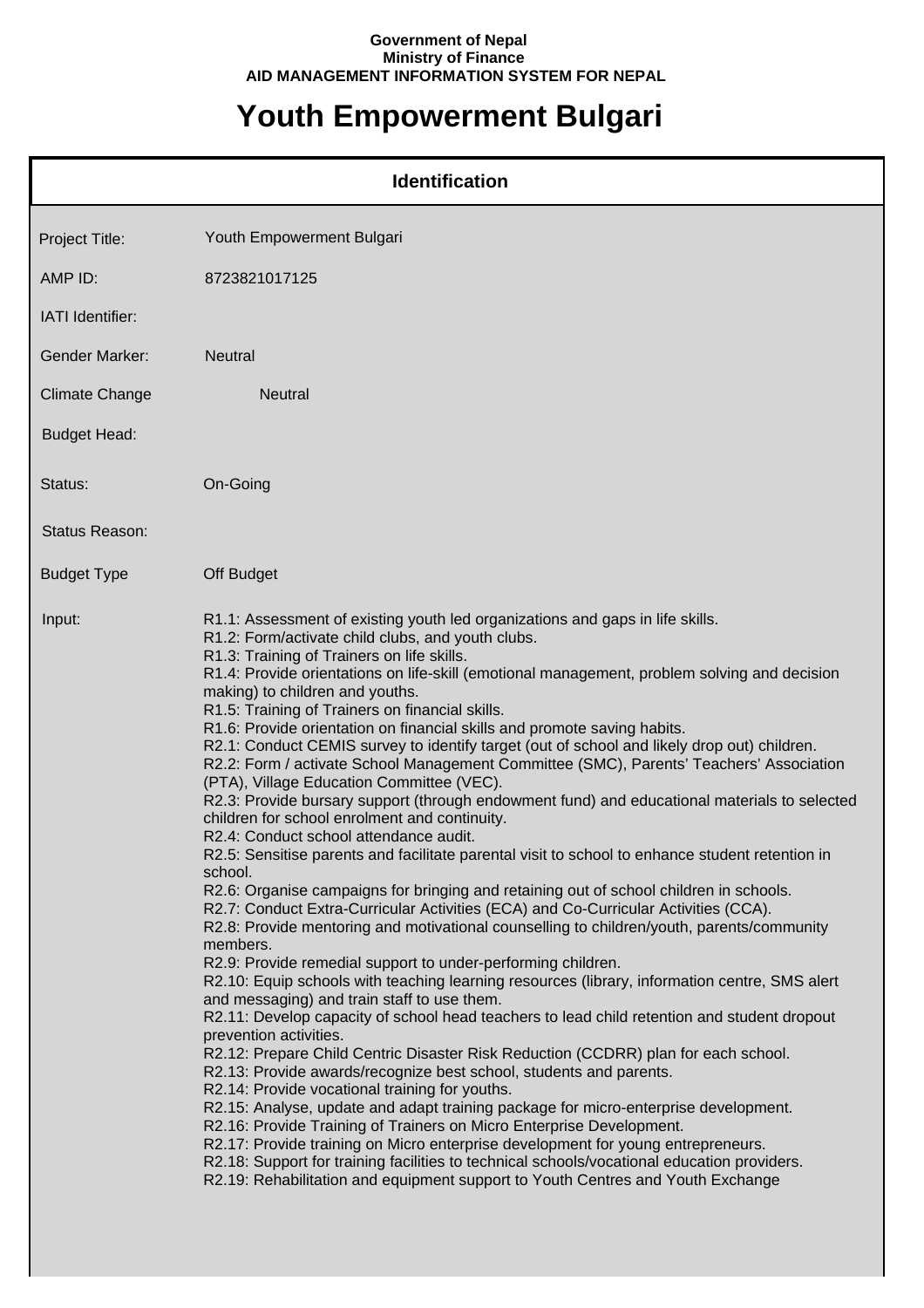**Government of Nepal**
**Ministry of Finance**
**AID MANAGEMENT INFORMATION SYSTEM FOR NEPAL**

# Youth Empowerment Bulgari

## Identification

| | |
|---|---|
| Project Title: | Youth Empowerment Bulgari |
| AMP ID: | 8723821017125 |
| IATI Identifier: | |
| Gender Marker: | Neutral |
| Climate Change | Neutral |
| Budget Head: | |
| Status: | On-Going |
| Status Reason: | |
| Budget Type | Off Budget |
| Input: | R1.1: Assessment of existing youth led organizations and gaps in life skills.<br>R1.2: Form/activate child clubs, and youth clubs.<br>R1.3: Training of Trainers on life skills.<br>R1.4: Provide orientations on life-skill (emotional management, problem solving and decision making) to children and youths.<br>R1.5: Training of Trainers on financial skills.<br>R1.6: Provide orientation on financial skills and promote saving habits.<br>R2.1: Conduct CEMIS survey to identify target (out of school and likely drop out) children.<br>R2.2: Form / activate School Management Committee (SMC), Parents' Teachers' Association (PTA), Village Education Committee (VEC).<br>R2.3: Provide bursary support (through endowment fund) and educational materials to selected children for school enrolment and continuity.<br>R2.4: Conduct school attendance audit.<br>R2.5: Sensitise parents and facilitate parental visit to school to enhance student retention in school.<br>R2.6: Organise campaigns for bringing and retaining out of school children in schools.<br>R2.7: Conduct Extra-Curricular Activities (ECA) and Co-Curricular Activities (CCA).<br>R2.8: Provide mentoring and motivational counselling to children/youth, parents/community members.<br>R2.9: Provide remedial support to under-performing children.<br>R2.10: Equip schools with teaching learning resources (library, information centre, SMS alert and messaging) and train staff to use them.<br>R2.11: Develop capacity of school head teachers to lead child retention and student dropout prevention activities.<br>R2.12: Prepare Child Centric Disaster Risk Reduction (CCDRR) plan for each school.<br>R2.13: Provide awards/recognize best school, students and parents.<br>R2.14: Provide vocational training for youths.<br>R2.15: Analyse, update and adapt training package for micro-enterprise development.<br>R2.16: Provide Training of Trainers on Micro Enterprise Development.<br>R2.17: Provide training on Micro enterprise development for young entrepreneurs.<br>R2.18: Support for training facilities to technical schools/vocational education providers.<br>R2.19: Rehabilitation and equipment support to Youth Centres and Youth Exchange |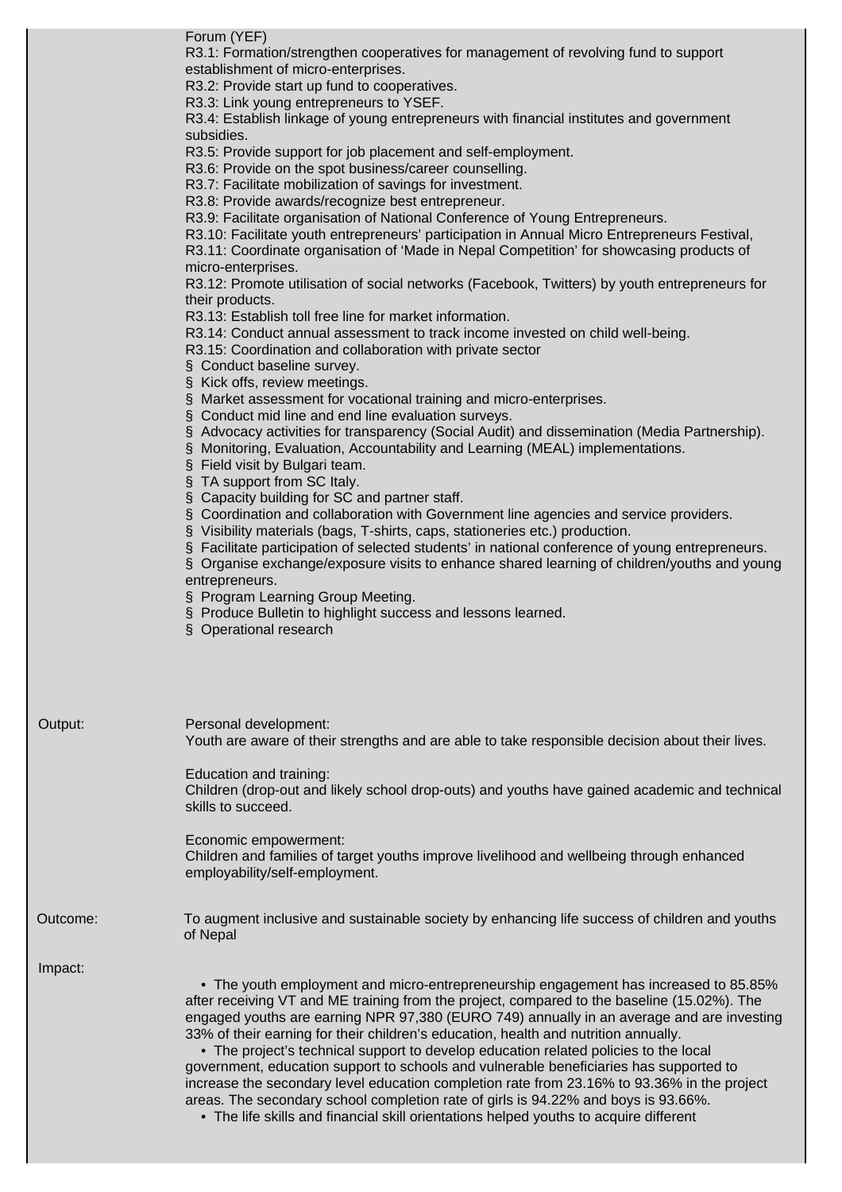| | |
|---|---|
| | Forum (YEF)<br>R3.1: Formation/strengthen cooperatives for management of revolving fund to support establishment of micro-enterprises.<br>R3.2: Provide start up fund to cooperatives.<br>R3.3: Link young entrepreneurs to YSEF.<br>R3.4: Establish linkage of young entrepreneurs with financial institutes and government subsidies.<br>R3.5: Provide support for job placement and self-employment.<br>R3.6: Provide on the spot business/career counselling.<br>R3.7: Facilitate mobilization of savings for investment.<br>R3.8: Provide awards/recognize best entrepreneur.<br>R3.9: Facilitate organisation of National Conference of Young Entrepreneurs.<br>R3.10: Facilitate youth entrepreneurs' participation in Annual Micro Entrepreneurs Festival,<br>R3.11: Coordinate organisation of 'Made in Nepal Competition' for showcasing products of micro-enterprises.<br>R3.12: Promote utilisation of social networks (Facebook, Twitters) by youth entrepreneurs for their products.<br>R3.13: Establish toll free line for market information.<br>R3.14: Conduct annual assessment to track income invested on child well-being.<br>R3.15: Coordination and collaboration with private sector<br>§ Conduct baseline survey.<br>§ Kick offs, review meetings.<br>§ Market assessment for vocational training and micro-enterprises.<br>§ Conduct mid line and end line evaluation surveys.<br>§ Advocacy activities for transparency (Social Audit) and dissemination (Media Partnership).<br>§ Monitoring, Evaluation, Accountability and Learning (MEAL) implementations.<br>§ Field visit by Bulgari team.<br>§ TA support from SC Italy.<br>§ Capacity building for SC and partner staff.<br>§ Coordination and collaboration with Government line agencies and service providers.<br>§ Visibility materials (bags, T-shirts, caps, stationeries etc.) production.<br>§ Facilitate participation of selected students' in national conference of young entrepreneurs.<br>§ Organise exchange/exposure visits to enhance shared learning of children/youths and young entrepreneurs.<br>§ Program Learning Group Meeting.<br>§ Produce Bulletin to highlight success and lessons learned.<br>§ Operational research |
| Output: | Personal development:<br>Youth are aware of their strengths and are able to take responsible decision about their lives.<br><br>Education and training:<br>Children (drop-out and likely school drop-outs) and youths have gained academic and technical skills to succeed.<br><br>Economic empowerment:<br>Children and families of target youths improve livelihood and wellbeing through enhanced employability/self-employment. |
| Outcome: | To augment inclusive and sustainable society by enhancing life success of children and youths of Nepal |
| Impact: | • The youth employment and micro-entrepreneurship engagement has increased to 85.85% after receiving VT and ME training from the project, compared to the baseline (15.02%). The engaged youths are earning NPR 97,380 (EURO 749) annually in an average and are investing 33% of their earning for their children's education, health and nutrition annually.<br>• The project's technical support to develop education related policies to the local government, education support to schools and vulnerable beneficiaries has supported to increase the secondary level education completion rate from 23.16% to 93.36% in the project areas. The secondary school completion rate of girls is 94.22% and boys is 93.66%.<br>• The life skills and financial skill orientations helped youths to acquire different |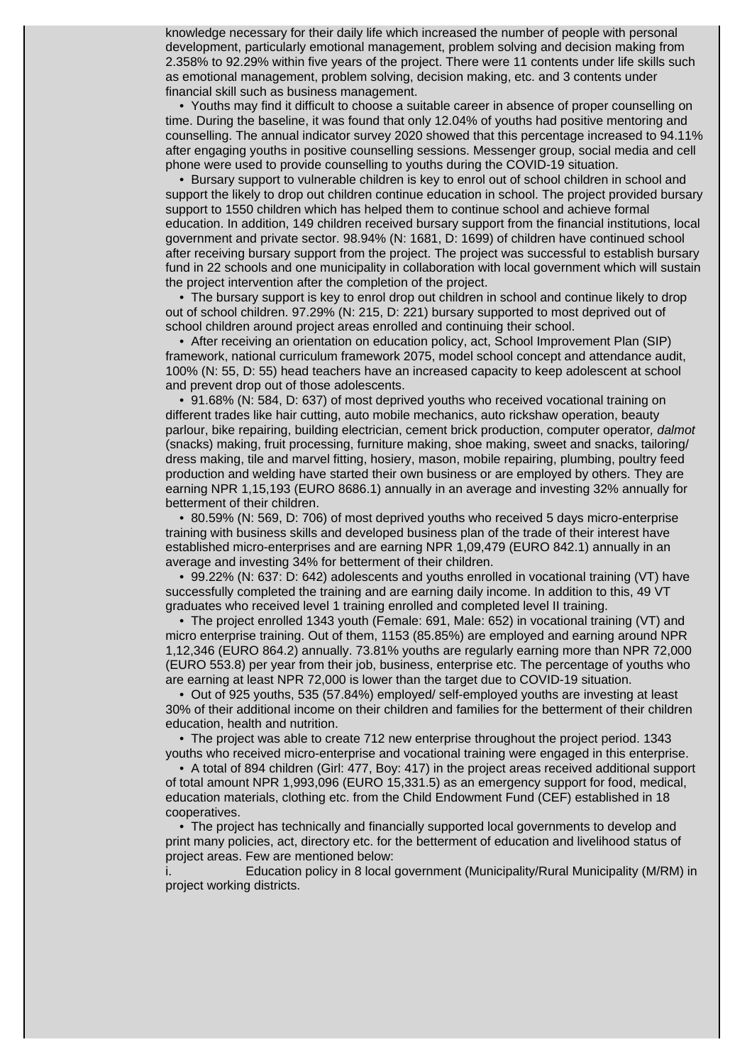knowledge necessary for their daily life which increased the number of people with personal development, particularly emotional management, problem solving and decision making from 2.358% to 92.29% within five years of the project. There were 11 contents under life skills such as emotional management, problem solving, decision making, etc. and 3 contents under financial skill such as business management.

- Youths may find it difficult to choose a suitable career in absence of proper counselling on time. During the baseline, it was found that only 12.04% of youths had positive mentoring and counselling. The annual indicator survey 2020 showed that this percentage increased to 94.11% after engaging youths in positive counselling sessions. Messenger group, social media and cell phone were used to provide counselling to youths during the COVID-19 situation.
- Bursary support to vulnerable children is key to enrol out of school children in school and support the likely to drop out children continue education in school. The project provided bursary support to 1550 children which has helped them to continue school and achieve formal education. In addition, 149 children received bursary support from the financial institutions, local government and private sector. 98.94% (N: 1681, D: 1699) of children have continued school after receiving bursary support from the project. The project was successful to establish bursary fund in 22 schools and one municipality in collaboration with local government which will sustain the project intervention after the completion of the project.
- The bursary support is key to enrol drop out children in school and continue likely to drop out of school children. 97.29% (N: 215, D: 221) bursary supported to most deprived out of school children around project areas enrolled and continuing their school.
- After receiving an orientation on education policy, act, School Improvement Plan (SIP) framework, national curriculum framework 2075, model school concept and attendance audit, 100% (N: 55, D: 55) head teachers have an increased capacity to keep adolescent at school and prevent drop out of those adolescents.
- 91.68% (N: 584, D: 637) of most deprived youths who received vocational training on different trades like hair cutting, auto mobile mechanics, auto rickshaw operation, beauty parlour, bike repairing, building electrician, cement brick production, computer operator, *dalmot* (snacks) making, fruit processing, furniture making, shoe making, sweet and snacks, tailoring/ dress making, tile and marvel fitting, hosiery, mason, mobile repairing, plumbing, poultry feed production and welding have started their own business or are employed by others. They are earning NPR 1,15,193 (EURO 8686.1) annually in an average and investing 32% annually for betterment of their children.
- 80.59% (N: 569, D: 706) of most deprived youths who received 5 days micro-enterprise training with business skills and developed business plan of the trade of their interest have established micro-enterprises and are earning NPR 1,09,479 (EURO 842.1) annually in an average and investing 34% for betterment of their children.
- 99.22% (N: 637: D: 642) adolescents and youths enrolled in vocational training (VT) have successfully completed the training and are earning daily income. In addition to this, 49 VT graduates who received level 1 training enrolled and completed level II training.
- The project enrolled 1343 youth (Female: 691, Male: 652) in vocational training (VT) and micro enterprise training. Out of them, 1153 (85.85%) are employed and earning around NPR 1,12,346 (EURO 864.2) annually. 73.81% youths are regularly earning more than NPR 72,000 (EURO 553.8) per year from their job, business, enterprise etc. The percentage of youths who are earning at least NPR 72,000 is lower than the target due to COVID-19 situation.
- Out of 925 youths, 535 (57.84%) employed/ self-employed youths are investing at least 30% of their additional income on their children and families for the betterment of their children education, health and nutrition.
- The project was able to create 712 new enterprise throughout the project period. 1343 youths who received micro-enterprise and vocational training were engaged in this enterprise.
- A total of 894 children (Girl: 477, Boy: 417) in the project areas received additional support of total amount NPR 1,993,096 (EURO 15,331.5) as an emergency support for food, medical, education materials, clothing etc. from the Child Endowment Fund (CEF) established in 18 cooperatives.
- The project has technically and financially supported local governments to develop and print many policies, act, directory etc. for the betterment of education and livelihood status of project areas. Few are mentioned below:

i. Education policy in 8 local government (Municipality/Rural Municipality (M/RM) in project working districts.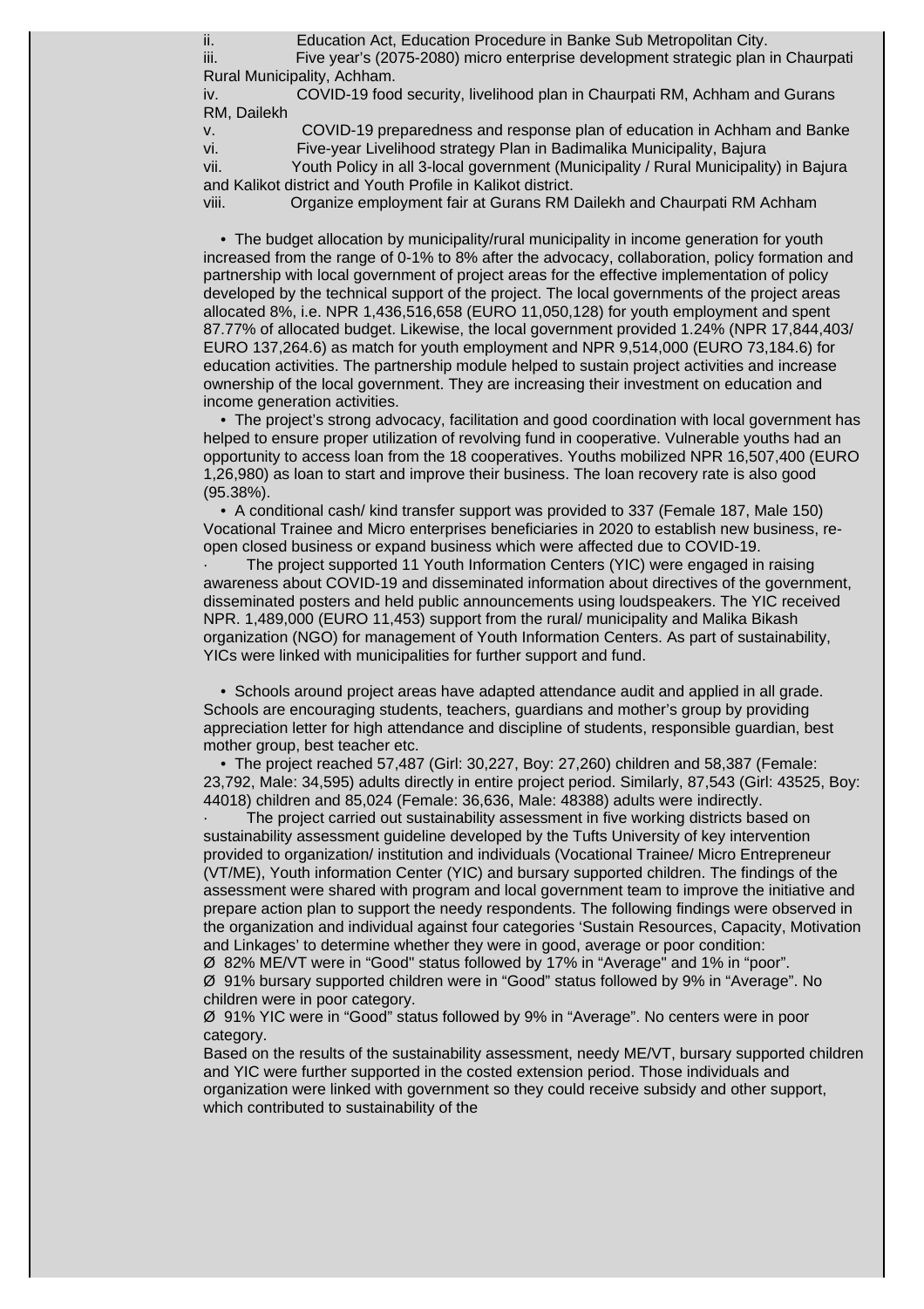ii. Education Act, Education Procedure in Banke Sub Metropolitan City.

iii. Five year's (2075-2080) micro enterprise development strategic plan in Chaurpati Rural Municipality, Achham.

iv. COVID-19 food security, livelihood plan in Chaurpati RM, Achham and Gurans RM, Dailekh

v. COVID-19 preparedness and response plan of education in Achham and Banke

vi. Five-year Livelihood strategy Plan in Badimalika Municipality, Bajura

vii. Youth Policy in all 3-local government (Municipality / Rural Municipality) in Bajura and Kalikot district and Youth Profile in Kalikot district.

viii. Organize employment fair at Gurans RM Dailekh and Chaurpati RM Achham

- The budget allocation by municipality/rural municipality in income generation for youth increased from the range of 0-1% to 8% after the advocacy, collaboration, policy formation and partnership with local government of project areas for the effective implementation of policy developed by the technical support of the project. The local governments of the project areas allocated 8%, i.e. NPR 1,436,516,658 (EURO 11,050,128) for youth employment and spent 87.77% of allocated budget. Likewise, the local government provided 1.24% (NPR 17,844,403/ EURO 137,264.6) as match for youth employment and NPR 9,514,000 (EURO 73,184.6) for education activities. The partnership module helped to sustain project activities and increase ownership of the local government. They are increasing their investment on education and income generation activities.
- The project's strong advocacy, facilitation and good coordination with local government has helped to ensure proper utilization of revolving fund in cooperative. Vulnerable youths had an opportunity to access loan from the 18 cooperatives. Youths mobilized NPR 16,507,400 (EURO 1,26,980) as loan to start and improve their business. The loan recovery rate is also good (95.38%).
- A conditional cash/ kind transfer support was provided to 337 (Female 187, Male 150) Vocational Trainee and Micro enterprises beneficiaries in 2020 to establish new business, re-open closed business or expand business which were affected due to COVID-19.
- The project supported 11 Youth Information Centers (YIC) were engaged in raising awareness about COVID-19 and disseminated information about directives of the government, disseminated posters and held public announcements using loudspeakers. The YIC received NPR. 1,489,000 (EURO 11,453) support from the rural/ municipality and Malika Bikash organization (NGO) for management of Youth Information Centers. As part of sustainability, YICs were linked with municipalities for further support and fund.

- Schools around project areas have adapted attendance audit and applied in all grade. Schools are encouraging students, teachers, guardians and mother's group by providing appreciation letter for high attendance and discipline of students, responsible guardian, best mother group, best teacher etc.
- The project reached 57,487 (Girl: 30,227, Boy: 27,260) children and 58,387 (Female: 23,792, Male: 34,595) adults directly in entire project period. Similarly, 87,543 (Girl: 43525, Boy: 44018) children and 85,024 (Female: 36,636, Male: 48388) adults were indirectly.
- The project carried out sustainability assessment in five working districts based on sustainability assessment guideline developed by the Tufts University of key intervention provided to organization/ institution and individuals (Vocational Trainee/ Micro Entrepreneur (VT/ME), Youth information Center (YIC) and bursary supported children. The findings of the assessment were shared with program and local government team to improve the initiative and prepare action plan to support the needy respondents. The following findings were observed in the organization and individual against four categories 'Sustain Resources, Capacity, Motivation and Linkages' to determine whether they were in good, average or poor condition:
  - 82% ME/VT were in "Good" status followed by 17% in "Average" and 1% in "poor".
  - 91% bursary supported children were in "Good" status followed by 9% in "Average". No children were in poor category.
  - 91% YIC were in "Good" status followed by 9% in "Average". No centers were in poor category.

Based on the results of the sustainability assessment, needy ME/VT, bursary supported children and YIC were further supported in the costed extension period. Those individuals and organization were linked with government so they could receive subsidy and other support, which contributed to sustainability of the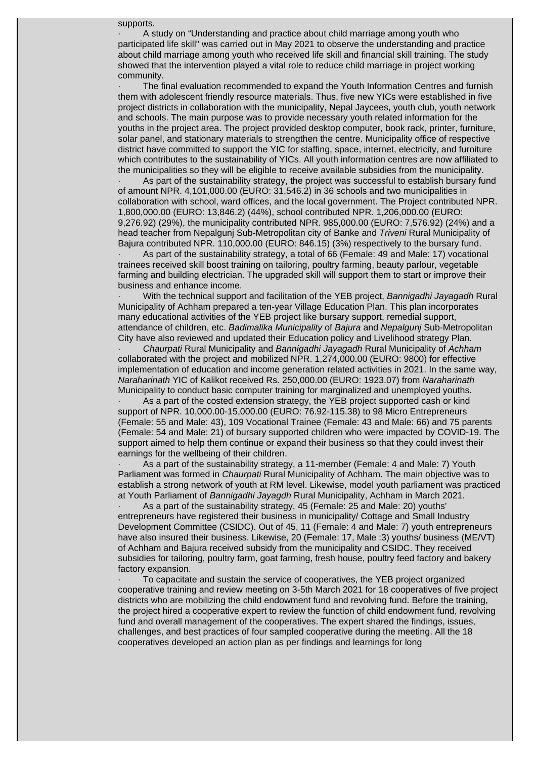supports.

- A study on "Understanding and practice about child marriage among youth who participated life skill" was carried out in May 2021 to observe the understanding and practice about child marriage among youth who received life skill and financial skill training. The study showed that the intervention played a vital role to reduce child marriage in project working community.
- The final evaluation recommended to expand the Youth Information Centres and furnish them with adolescent friendly resource materials. Thus, five new YICs were established in five project districts in collaboration with the municipality, Nepal Jaycees, youth club, youth network and schools. The main purpose was to provide necessary youth related information for the youths in the project area. The project provided desktop computer, book rack, printer, furniture, solar panel, and stationary materials to strengthen the centre. Municipality office of respective district have committed to support the YIC for staffing, space, internet, electricity, and furniture which contributes to the sustainability of YICs. All youth information centres are now affiliated to the municipalities so they will be eligible to receive available subsidies from the municipality.
- As part of the sustainability strategy, the project was successful to establish bursary fund of amount NPR. 4,101,000.00 (EURO: 31,546.2) in 36 schools and two municipalities in collaboration with school, ward offices, and the local government. The Project contributed NPR. 1,800,000.00 (EURO: 13,846.2) (44%), school contributed NPR. 1,206,000.00 (EURO: 9,276.92) (29%), the municipality contributed NPR. 985,000.00 (EURO: 7,576.92) (24%) and a head teacher from Nepalgunj Sub-Metropolitan city of Banke and *Triveni* Rural Municipality of Bajura contributed NPR. 110,000.00 (EURO: 846.15) (3%) respectively to the bursary fund.
- As part of the sustainability strategy, a total of 66 (Female: 49 and Male: 17) vocational trainees received skill boost training on tailoring, poultry farming, beauty parlour, vegetable farming and building electrician. The upgraded skill will support them to start or improve their business and enhance income.
- With the technical support and facilitation of the YEB project, *Bannigadhi Jayagadh* Rural Municipality of Achham prepared a ten-year Village Education Plan. This plan incorporates many educational activities of the YEB project like bursary support, remedial support, attendance of children, etc. *Badimalika Municipality* of *Bajura* and *Nepalgunj* Sub-Metropolitan City have also reviewed and updated their Education policy and Livelihood strategy Plan.
- *Chaurpati* Rural Municipality and *Bannigadhi Jayagadh* Rural Municipality of *Achham* collaborated with the project and mobilized NPR. 1,274,000.00 (EURO: 9800) for effective implementation of education and income generation related activities in 2021. In the same way, *Naraharinath* YIC of Kalikot received Rs. 250,000.00 (EURO: 1923.07) from *Naraharinath* Municipality to conduct basic computer training for marginalized and unemployed youths.
- As a part of the costed extension strategy, the YEB project supported cash or kind support of NPR. 10,000.00-15,000.00 (EURO: 76.92-115.38) to 98 Micro Entrepreneurs (Female: 55 and Male: 43), 109 Vocational Trainee (Female: 43 and Male: 66) and 75 parents (Female: 54 and Male: 21) of bursary supported children who were impacted by COVID-19. The support aimed to help them continue or expand their business so that they could invest their earnings for the wellbeing of their children.
- As a part of the sustainability strategy, a 11-member (Female: 4 and Male: 7) Youth Parliament was formed in *Chaurpati* Rural Municipality of Achham. The main objective was to establish a strong network of youth at RM level. Likewise, model youth parliament was practiced at Youth Parliament of *Bannigadhi Jayagdh* Rural Municipality, Achham in March 2021.
- As a part of the sustainability strategy, 45 (Female: 25 and Male: 20) youths' entrepreneurs have registered their business in municipality/ Cottage and Small Industry Development Committee (CSIDC). Out of 45, 11 (Female: 4 and Male: 7) youth entrepreneurs have also insured their business. Likewise, 20 (Female: 17, Male :3) youths/ business (ME/VT) of Achham and Bajura received subsidy from the municipality and CSIDC. They received subsidies for tailoring, poultry farm, goat farming, fresh house, poultry feed factory and bakery factory expansion.
- To capacitate and sustain the service of cooperatives, the YEB project organized cooperative training and review meeting on 3-5th March 2021 for 18 cooperatives of five project districts who are mobilizing the child endowment fund and revolving fund. Before the training, the project hired a cooperative expert to review the function of child endowment fund, revolving fund and overall management of the cooperatives. The expert shared the findings, issues, challenges, and best practices of four sampled cooperative during the meeting. All the 18 cooperatives developed an action plan as per findings and learnings for long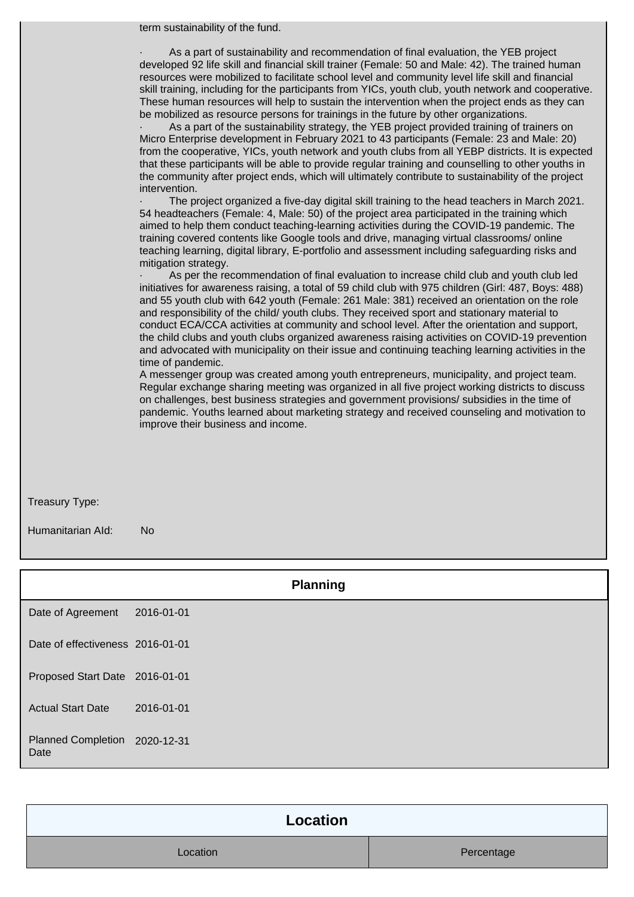term sustainability of the fund.

· As a part of sustainability and recommendation of final evaluation, the YEB project developed 92 life skill and financial skill trainer (Female: 50 and Male: 42). The trained human resources were mobilized to facilitate school level and community level life skill and financial skill training, including for the participants from YICs, youth club, youth network and cooperative. These human resources will help to sustain the intervention when the project ends as they can be mobilized as resource persons for trainings in the future by other organizations.

· As a part of the sustainability strategy, the YEB project provided training of trainers on Micro Enterprise development in February 2021 to 43 participants (Female: 23 and Male: 20) from the cooperative, YICs, youth network and youth clubs from all YEBP districts. It is expected that these participants will be able to provide regular training and counselling to other youths in the community after project ends, which will ultimately contribute to sustainability of the project intervention.

· The project organized a five-day digital skill training to the head teachers in March 2021. 54 headteachers (Female: 4, Male: 50) of the project area participated in the training which aimed to help them conduct teaching-learning activities during the COVID-19 pandemic. The training covered contents like Google tools and drive, managing virtual classrooms/ online teaching learning, digital library, E-portfolio and assessment including safeguarding risks and mitigation strategy.

· As per the recommendation of final evaluation to increase child club and youth club led initiatives for awareness raising, a total of 59 child club with 975 children (Girl: 487, Boys: 488) and 55 youth club with 642 youth (Female: 261 Male: 381) received an orientation on the role and responsibility of the child/ youth clubs. They received sport and stationary material to conduct ECA/CCA activities at community and school level. After the orientation and support, the child clubs and youth clubs organized awareness raising activities on COVID-19 prevention and advocated with municipality on their issue and continuing teaching learning activities in the time of pandemic.

A messenger group was created among youth entrepreneurs, municipality, and project team. Regular exchange sharing meeting was organized in all five project working districts to discuss on challenges, best business strategies and government provisions/ subsidies in the time of pandemic. Youths learned about marketing strategy and received counseling and motivation to improve their business and income.

Treasury Type:

Humanitarian AId: No

## Planning

| | |
|---|---|
| Date of Agreement | 2016-01-01 |
| Date of effectiveness | 2016-01-01 |
| Proposed Start Date | 2016-01-01 |
| Actual Start Date | 2016-01-01 |
| Planned Completion Date | 2020-12-31 |

## Location

| Location | Percentage |
|---|---|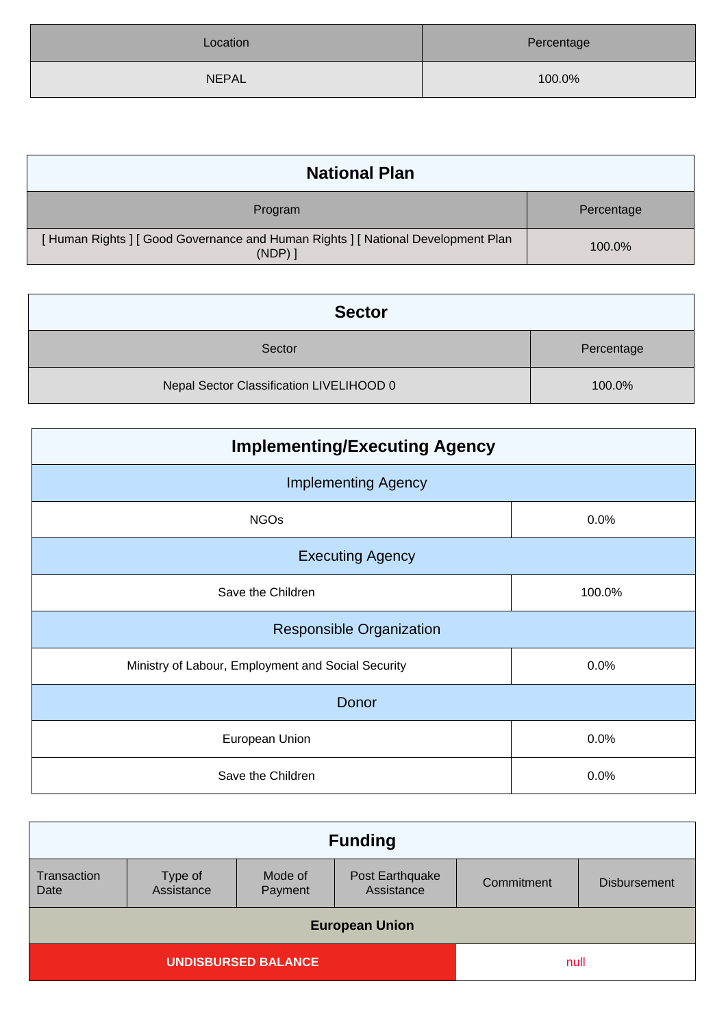| Location | Percentage |
| --- | --- |
| NEPAL | 100.0% |

## National Plan

| Program | Percentage |
| --- | --- |
| [ Human Rights ] [ Good Governance and Human Rights ] [ National Development Plan (NDP) ] | 100.0% |

## Sector

| Sector | Percentage |
| --- | --- |
| Nepal Sector Classification LIVELIHOOD 0 | 100.0% |

## Implementing/Executing Agency

| Implementing Agency | |
| --- | --- |
| NGOs | 0.0% |
| **Executing Agency** | |
| Save the Children | 100.0% |
| **Responsible Organization** | |
| Ministry of Labour, Employment and Social Security | 0.0% |
| **Donor** | |
| European Union | 0.0% |
| Save the Children | 0.0% |

## Funding

| Transaction Date | Type of Assistance | Mode of Payment | Post Earthquake Assistance | Commitment | Disbursement |
| --- | --- | --- | --- | --- | --- |
| **European Union** | | | | | |
| **UNDISBURSED BALANCE** | | | | null | |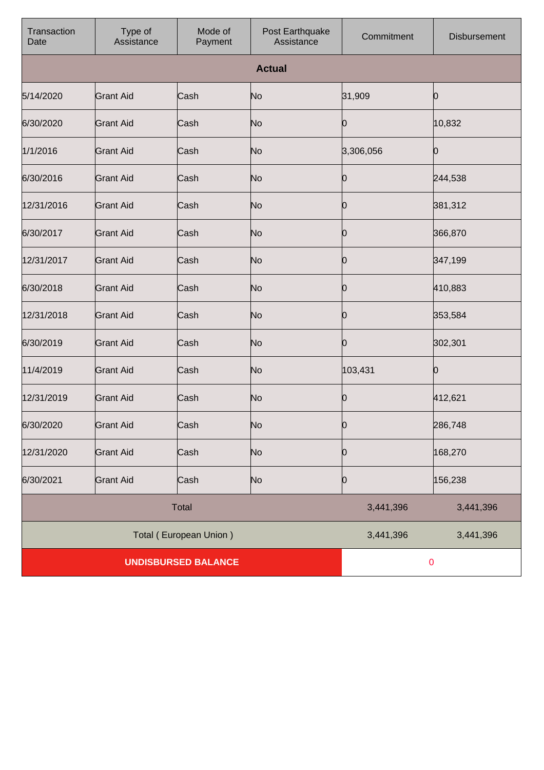| Transaction Date | Type of Assistance | Mode of Payment | Post Earthquake Assistance | Commitment | Disbursement |
|---|---|---|---|---|---|
| **Actual** | | | | | |
| 5/14/2020 | Grant Aid | Cash | No | 31,909 | 0 |
| 6/30/2020 | Grant Aid | Cash | No | 0 | 10,832 |
| 1/1/2016 | Grant Aid | Cash | No | 3,306,056 | 0 |
| 6/30/2016 | Grant Aid | Cash | No | 0 | 244,538 |
| 12/31/2016 | Grant Aid | Cash | No | 0 | 381,312 |
| 6/30/2017 | Grant Aid | Cash | No | 0 | 366,870 |
| 12/31/2017 | Grant Aid | Cash | No | 0 | 347,199 |
| 6/30/2018 | Grant Aid | Cash | No | 0 | 410,883 |
| 12/31/2018 | Grant Aid | Cash | No | 0 | 353,584 |
| 6/30/2019 | Grant Aid | Cash | No | 0 | 302,301 |
| 11/4/2019 | Grant Aid | Cash | No | 103,431 | 0 |
| 12/31/2019 | Grant Aid | Cash | No | 0 | 412,621 |
| 6/30/2020 | Grant Aid | Cash | No | 0 | 286,748 |
| 12/31/2020 | Grant Aid | Cash | No | 0 | 168,270 |
| 6/30/2021 | Grant Aid | Cash | No | 0 | 156,238 |
| Total | | | | 3,441,396 | 3,441,396 |
| Total ( European Union ) | | | | 3,441,396 | 3,441,396 |
| **UNDISBURSED BALANCE** | | | | 0 | |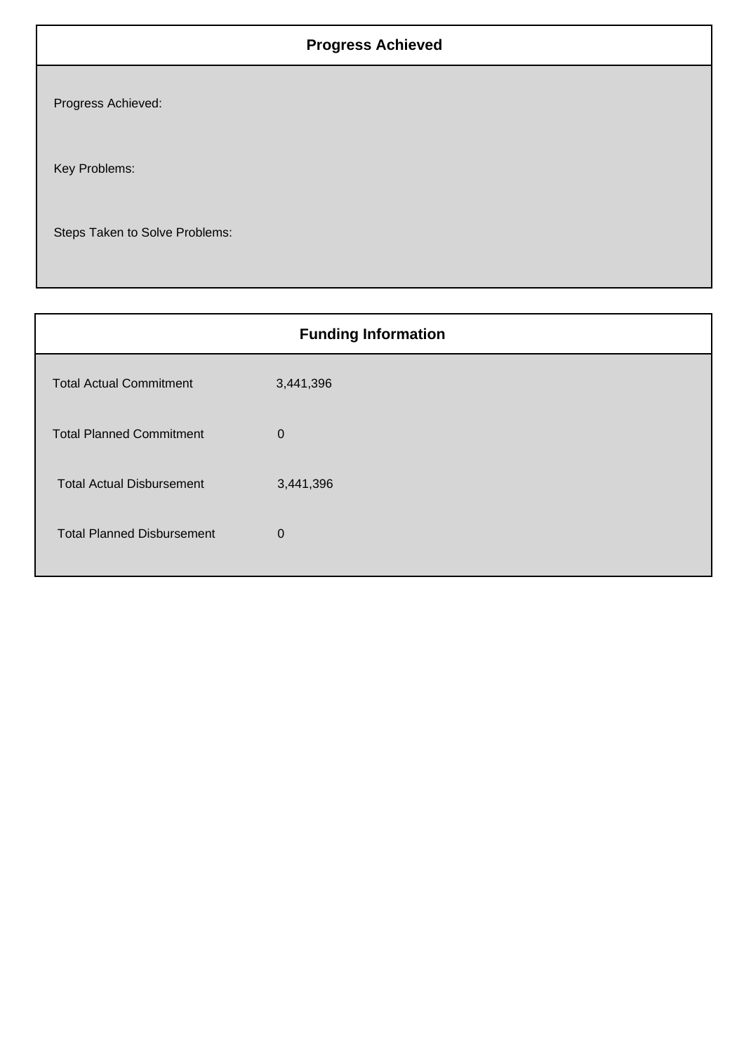## Progress Achieved

Progress Achieved:

Key Problems:

Steps Taken to Solve Problems:

## Funding Information

| | |
|---|---|
| Total Actual Commitment | 3,441,396 |
| Total Planned Commitment | 0 |
| Total Actual Disbursement | 3,441,396 |
| Total Planned Disbursement | 0 |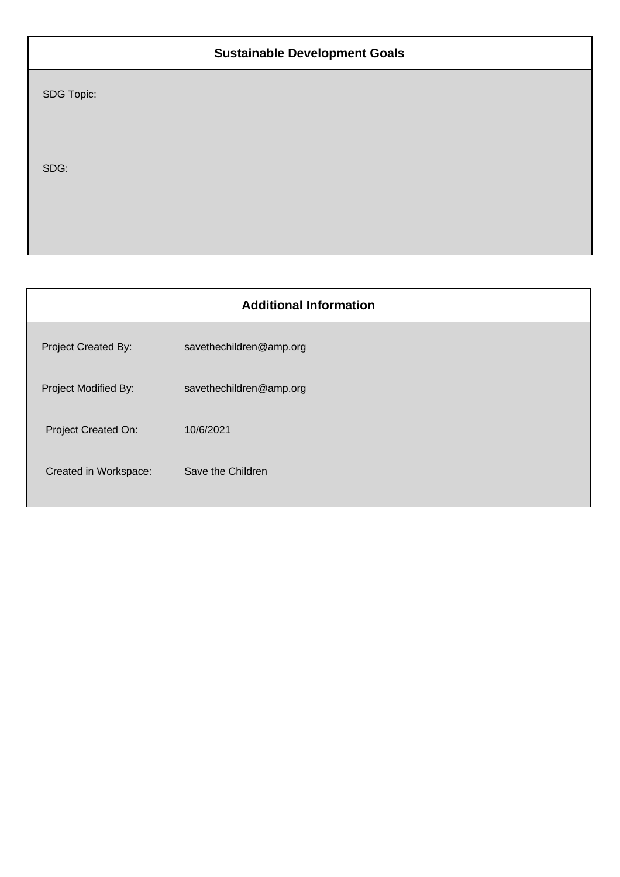## Sustainable Development Goals

SDG Topic:

SDG:

## Additional Information

| | |
|---|---|
| Project Created By: | savethechildren@amp.org |
| Project Modified By: | savethechildren@amp.org |
| Project Created On: | 10/6/2021 |
| Created in Workspace: | Save the Children |